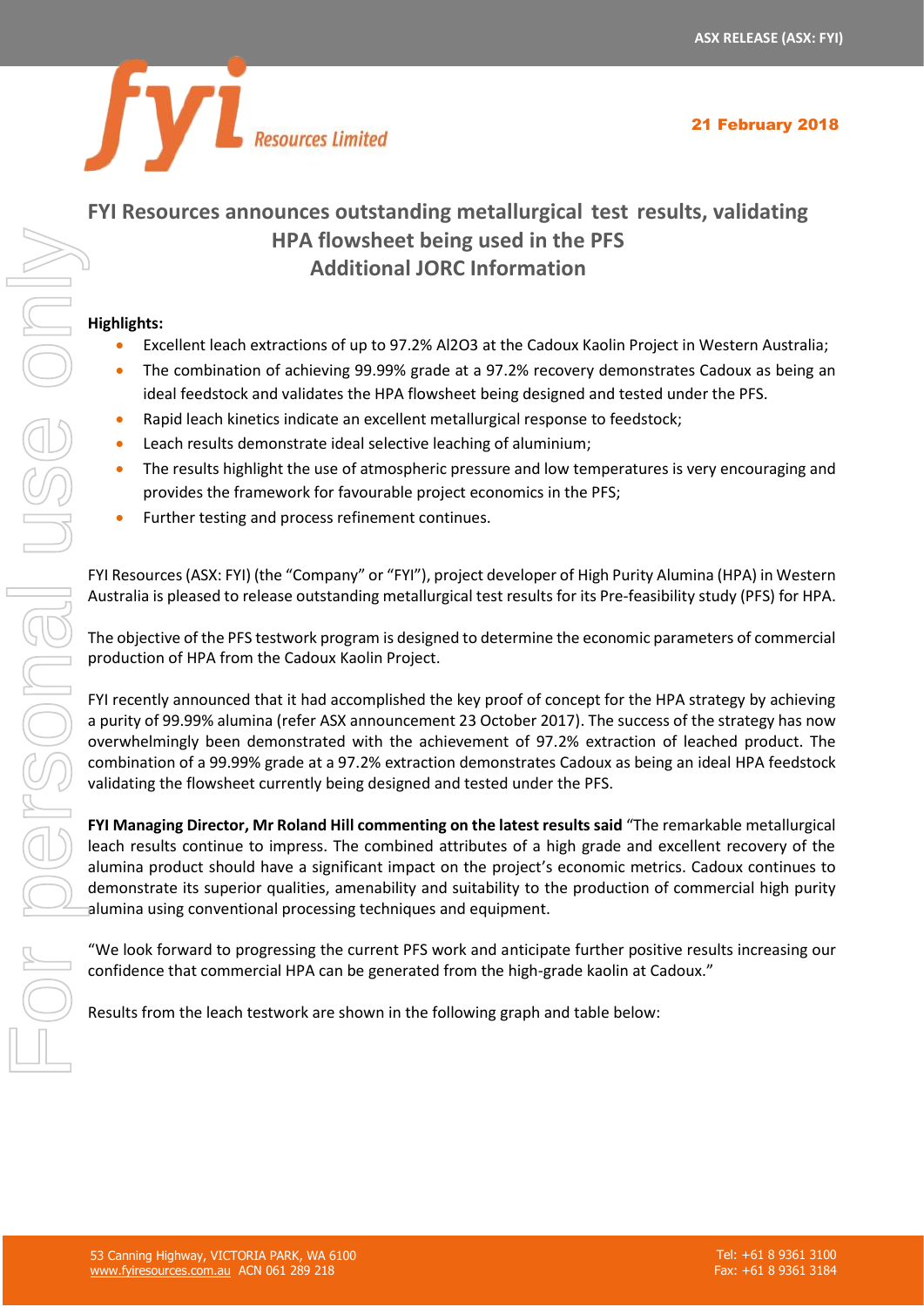21 February 2018

# FYI Resources announces outstanding metallurgical test results, validating HPA flowsheet being used in the PFS
## Additional JORC Information

**Highlights:**

- Excellent leach extractions of up to 97.2% $Al_2O_3$ at the Cadoux Kaolin Project in Western Australia;
- The combination of achieving 99.99% grade at a 97.2% recovery demonstrates Cadoux as being an ideal feedstock and validates the HPA flowsheet being designed and tested under the PFS.
- Rapid leach kinetics indicate an excellent metallurgical response to feedstock;
- Leach results demonstrate ideal selective leaching of aluminium;
- The results highlight the use of atmospheric pressure and low temperatures is very encouraging and provides the framework for favourable project economics in the PFS;
- Further testing and process refinement continues.

FYI Resources (ASX: FYI) (the "Company" or "FYI"), project developer of High Purity Alumina (HPA) in Western Australia is pleased to release outstanding metallurgical test results for its Pre-feasibility study (PFS) for HPA.

The objective of the PFS testwork program is designed to determine the economic parameters of commercial production of HPA from the Cadoux Kaolin Project.

FYI recently announced that it had accomplished the key proof of concept for the HPA strategy by achieving a purity of 99.99% alumina (refer ASX announcement 23 October 2017). The success of the strategy has now overwhelmingly been demonstrated with the achievement of 97.2% extraction of leached product. The combination of a 99.99% grade at a 97.2% extraction demonstrates Cadoux as being an ideal HPA feedstock validating the flowsheet currently being designed and tested under the PFS.

**FYI Managing Director, Mr Roland Hill commenting on the latest results said** "The remarkable metallurgical leach results continue to impress. The combined attributes of a high grade and excellent recovery of the alumina product should have a significant impact on the project's economic metrics. Cadoux continues to demonstrate its superior qualities, amenability and suitability to the production of commercial high purity alumina using conventional processing techniques and equipment.

"We look forward to progressing the current PFS work and anticipate further positive results increasing our confidence that commercial HPA can be generated from the high-grade kaolin at Cadoux."

Results from the leach testwork are shown in the following graph and table below: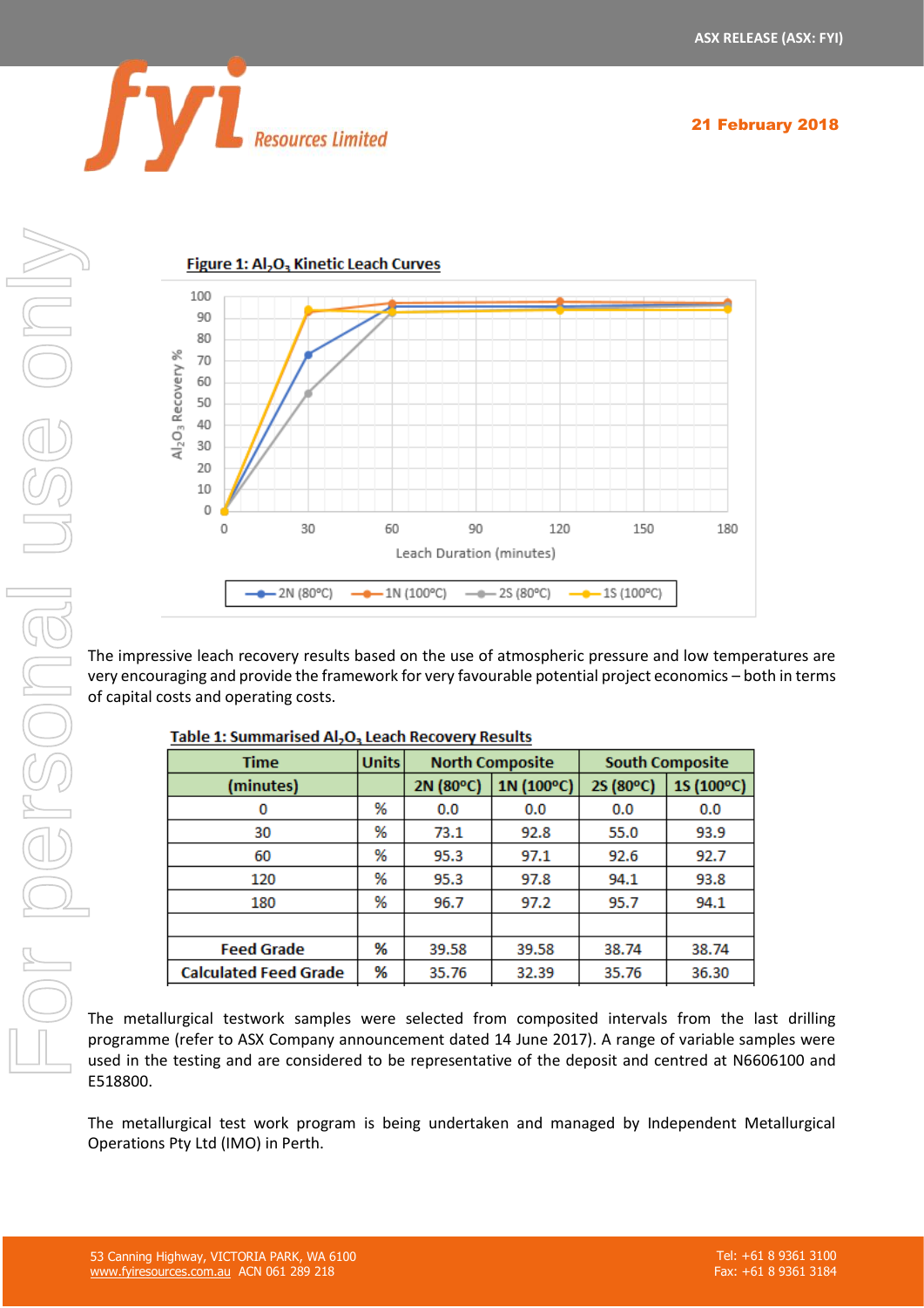**Figure 1: $Al_2O_3$ Kinetic Leach Curves**

The impressive leach recovery results based on the use of atmospheric pressure and low temperatures are very encouraging and provide the framework for very favourable potential project economics – both in terms of capital costs and operating costs.

**Table 1: Summarised $Al_2O_3$ Leach Recovery Results**

| Time | Units | North Composite | | South Composite | |
|---|---|---|---|---|---|
| (minutes) | | 2N (80°C) | 1N (100°C) | 2S (80°C) | 1S (100°C) |
| 0 | % | 0.0 | 0.0 | 0.0 | 0.0 |
| 30 | % | 73.1 | 92.8 | 55.0 | 93.9 |
| 60 | % | 95.3 | 97.1 | 92.6 | 92.7 |
| 120 | % | 95.3 | 97.8 | 94.1 | 93.8 |
| 180 | % | 96.7 | 97.2 | 95.7 | 94.1 |
| | | | | | |
| Feed Grade | % | 39.58 | 39.58 | 38.74 | 38.74 |
| Calculated Feed Grade | % | 35.76 | 32.39 | 35.76 | 36.30 |

The metallurgical testwork samples were selected from composited intervals from the last drilling programme (refer to ASX Company announcement dated 14 June 2017). A range of variable samples were used in the testing and are considered to be representative of the deposit and centred at N6606100 and E518800.

The metallurgical test work program is being undertaken and managed by Independent Metallurgical Operations Pty Ltd (IMO) in Perth.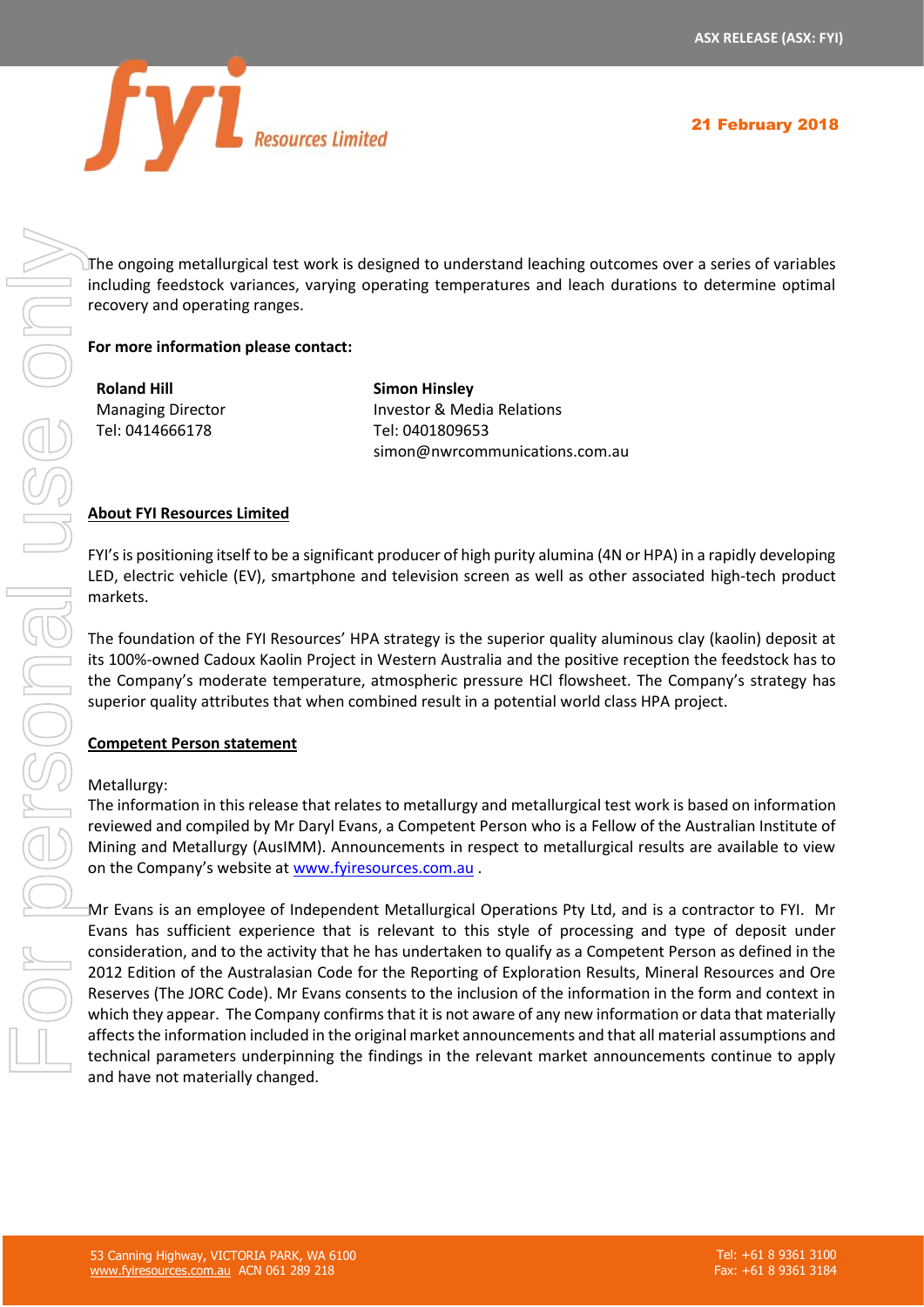The ongoing metallurgical test work is designed to understand leaching outcomes over a series of variables including feedstock variances, varying operating temperatures and leach durations to determine optimal recovery and operating ranges.

**For more information please contact:**

**Roland Hill**
Managing Director
Tel: 0414666178

**Simon Hinsley**
Investor & Media Relations
Tel: 0401809653
simon@nwrcommunications.com.au

## About FYI Resources Limited

FYI's is positioning itself to be a significant producer of high purity alumina (4N or HPA) in a rapidly developing LED, electric vehicle (EV), smartphone and television screen as well as other associated high-tech product markets.

The foundation of the FYI Resources' HPA strategy is the superior quality aluminous clay (kaolin) deposit at its 100%-owned Cadoux Kaolin Project in Western Australia and the positive reception the feedstock has to the Company's moderate temperature, atmospheric pressure HCl flowsheet. The Company's strategy has superior quality attributes that when combined result in a potential world class HPA project.

## Competent Person statement

Metallurgy:
The information in this release that relates to metallurgy and metallurgical test work is based on information reviewed and compiled by Mr Daryl Evans, a Competent Person who is a Fellow of the Australian Institute of Mining and Metallurgy (AusIMM). Announcements in respect to metallurgical results are available to view on the Company's website at www.fyiresources.com.au .

Mr Evans is an employee of Independent Metallurgical Operations Pty Ltd, and is a contractor to FYI. Mr Evans has sufficient experience that is relevant to this style of processing and type of deposit under consideration, and to the activity that he has undertaken to qualify as a Competent Person as defined in the 2012 Edition of the Australasian Code for the Reporting of Exploration Results, Mineral Resources and Ore Reserves (The JORC Code). Mr Evans consents to the inclusion of the information in the form and context in which they appear. The Company confirms that it is not aware of any new information or data that materially affects the information included in the original market announcements and that all material assumptions and technical parameters underpinning the findings in the relevant market announcements continue to apply and have not materially changed.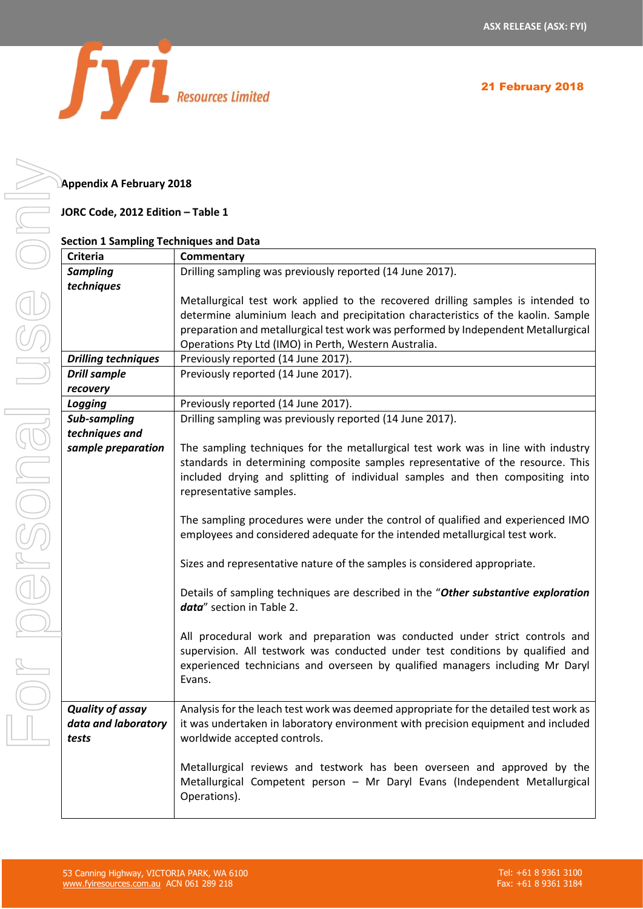**Appendix A February 2018**

**JORC Code, 2012 Edition – Table 1**

**Section 1 Sampling Techniques and Data**

| Criteria | Commentary |
|---|---|
| ***Sampling techniques*** | Drilling sampling was previously reported (14 June 2017).<br><br>Metallurgical test work applied to the recovered drilling samples is intended to determine aluminium leach and precipitation characteristics of the kaolin. Sample preparation and metallurgical test work was performed by Independent Metallurgical Operations Pty Ltd (IMO) in Perth, Western Australia. |
| ***Drilling techniques*** | Previously reported (14 June 2017). |
| ***Drill sample recovery*** | Previously reported (14 June 2017). |
| ***Logging*** | Previously reported (14 June 2017). |
| ***Sub-sampling techniques and sample preparation*** | Drilling sampling was previously reported (14 June 2017).<br><br>The sampling techniques for the metallurgical test work was in line with industry standards in determining composite samples representative of the resource. This included drying and splitting of individual samples and then compositing into representative samples.<br><br>The sampling procedures were under the control of qualified and experienced IMO employees and considered adequate for the intended metallurgical test work.<br><br>Sizes and representative nature of the samples is considered appropriate.<br><br>Details of sampling techniques are described in the "***Other substantive exploration data***" section in Table 2.<br><br>All procedural work and preparation was conducted under strict controls and supervision. All testwork was conducted under test conditions by qualified and experienced technicians and overseen by qualified managers including Mr Daryl Evans. |
| ***Quality of assay data and laboratory tests*** | Analysis for the leach test work was deemed appropriate for the detailed test work as it was undertaken in laboratory environment with precision equipment and included worldwide accepted controls.<br><br>Metallurgical reviews and testwork has been overseen and approved by the Metallurgical Competent person – Mr Daryl Evans (Independent Metallurgical Operations). |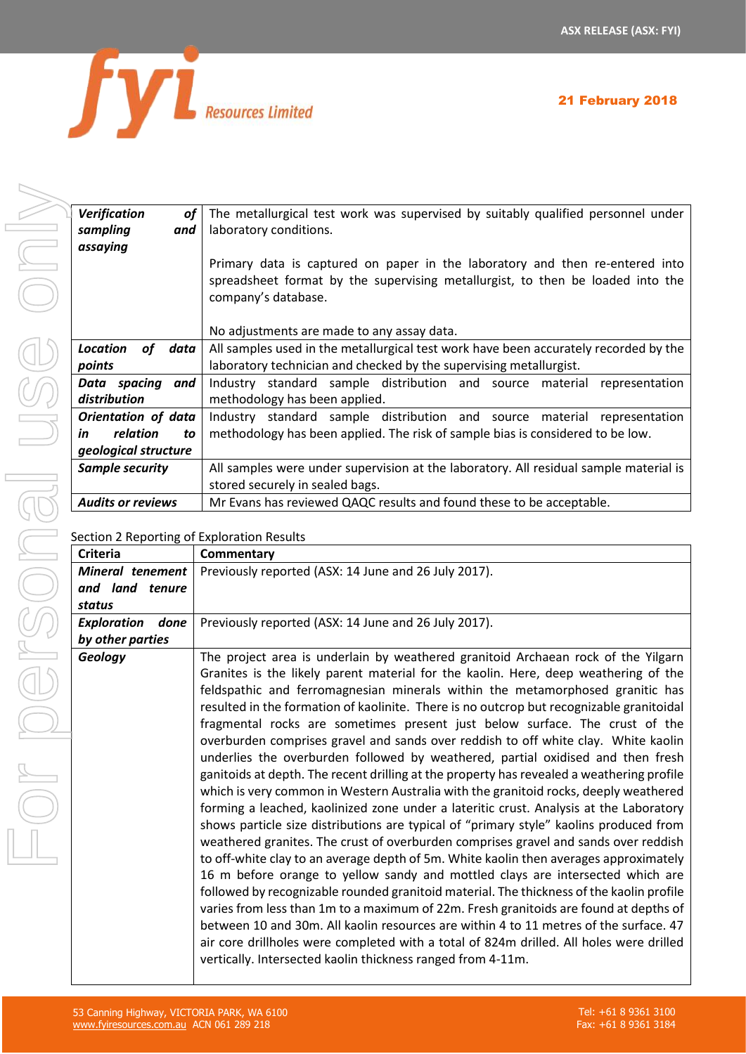| | |
|---|---|
| ***Verification of sampling and assaying*** | The metallurgical test work was supervised by suitably qualified personnel under laboratory conditions.<br><br>Primary data is captured on paper in the laboratory and then re-entered into spreadsheet format by the supervising metallurgist, to then be loaded into the company's database.<br><br>No adjustments are made to any assay data. |
| ***Location of data points*** | All samples used in the metallurgical test work have been accurately recorded by the laboratory technician and checked by the supervising metallurgist. |
| ***Data spacing and distribution*** | Industry standard sample distribution and source material representation methodology has been applied. |
| ***Orientation of data in relation to geological structure*** | Industry standard sample distribution and source material representation methodology has been applied. The risk of sample bias is considered to be low. |
| ***Sample security*** | All samples were under supervision at the laboratory. All residual sample material is stored securely in sealed bags. |
| ***Audits or reviews*** | Mr Evans has reviewed QAQC results and found these to be acceptable. |

Section 2 Reporting of Exploration Results

| Criteria | Commentary |
|---|---|
| ***Mineral tenement and land tenure status*** | Previously reported (ASX: 14 June and 26 July 2017). |
| ***Exploration done by other parties*** | Previously reported (ASX: 14 June and 26 July 2017). |
| ***Geology*** | The project area is underlain by weathered granitoid Archaean rock of the Yilgarn Granites is the likely parent material for the kaolin. Here, deep weathering of the feldspathic and ferromagnesian minerals within the metamorphosed granitic has resulted in the formation of kaolinite. There is no outcrop but recognizable granitoidal fragmental rocks are sometimes present just below surface. The crust of the overburden comprises gravel and sands over reddish to off white clay. White kaolin underlies the overburden followed by weathered, partial oxidised and then fresh ganitoids at depth. The recent drilling at the property has revealed a weathering profile which is very common in Western Australia with the granitoid rocks, deeply weathered forming a leached, kaolinized zone under a lateritic crust. Analysis at the Laboratory shows particle size distributions are typical of "primary style" kaolins produced from weathered granites. The crust of overburden comprises gravel and sands over reddish to off-white clay to an average depth of 5m. White kaolin then averages approximately 16 m before orange to yellow sandy and mottled clays are intersected which are followed by recognizable rounded granitoid material. The thickness of the kaolin profile varies from less than 1m to a maximum of 22m. Fresh granitoids are found at depths of between 10 and 30m. All kaolin resources are within 4 to 11 metres of the surface. 47 air core drillholes were completed with a total of 824m drilled. All holes were drilled vertically. Intersected kaolin thickness ranged from 4-11m. |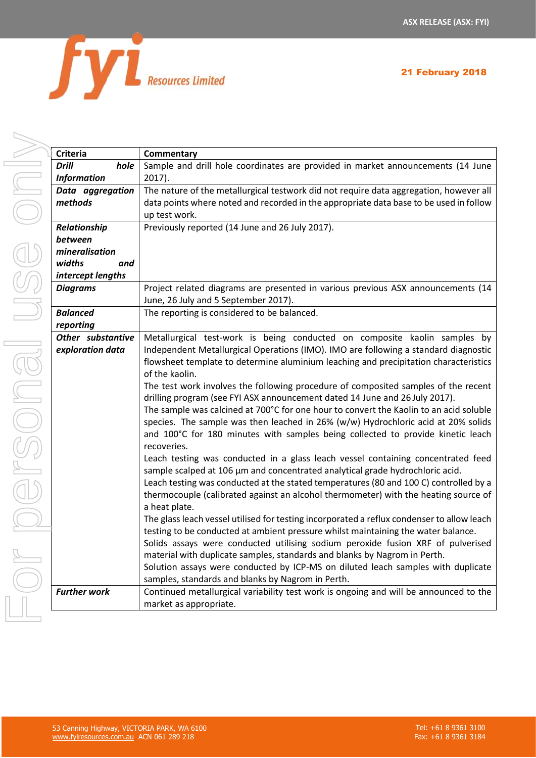| Criteria | Commentary |
|---|---|
| ***Drill hole Information*** | Sample and drill hole coordinates are provided in market announcements (14 June 2017). |
| ***Data aggregation methods*** | The nature of the metallurgical testwork did not require data aggregation, however all data points where noted and recorded in the appropriate data base to be used in follow up test work. |
| ***Relationship between mineralisation widths and intercept lengths*** | Previously reported (14 June and 26 July 2017). |
| ***Diagrams*** | Project related diagrams are presented in various previous ASX announcements (14 June, 26 July and 5 September 2017). |
| ***Balanced reporting*** | The reporting is considered to be balanced. |
| ***Other substantive exploration data*** | Metallurgical test-work is being conducted on composite kaolin samples by Independent Metallurgical Operations (IMO). IMO are following a standard diagnostic flowsheet template to determine aluminium leaching and precipitation characteristics of the kaolin.<br>The test work involves the following procedure of composited samples of the recent drilling program (see FYI ASX announcement dated 14 June and 26 July 2017).<br>The sample was calcined at 700°C for one hour to convert the Kaolin to an acid soluble species. The sample was then leached in 26% (w/w) Hydrochloric acid at 20% solids and 100°C for 180 minutes with samples being collected to provide kinetic leach recoveries.<br>Leach testing was conducted in a glass leach vessel containing concentrated feed sample scalped at 106 µm and concentrated analytical grade hydrochloric acid.<br>Leach testing was conducted at the stated temperatures (80 and 100 C) controlled by a thermocouple (calibrated against an alcohol thermometer) with the heating source of a heat plate.<br>The glass leach vessel utilised for testing incorporated a reflux condenser to allow leach testing to be conducted at ambient pressure whilst maintaining the water balance.<br>Solids assays were conducted utilising sodium peroxide fusion XRF of pulverised material with duplicate samples, standards and blanks by Nagrom in Perth.<br>Solution assays were conducted by ICP-MS on diluted leach samples with duplicate samples, standards and blanks by Nagrom in Perth. |
| ***Further work*** | Continued metallurgical variability test work is ongoing and will be announced to the market as appropriate. |